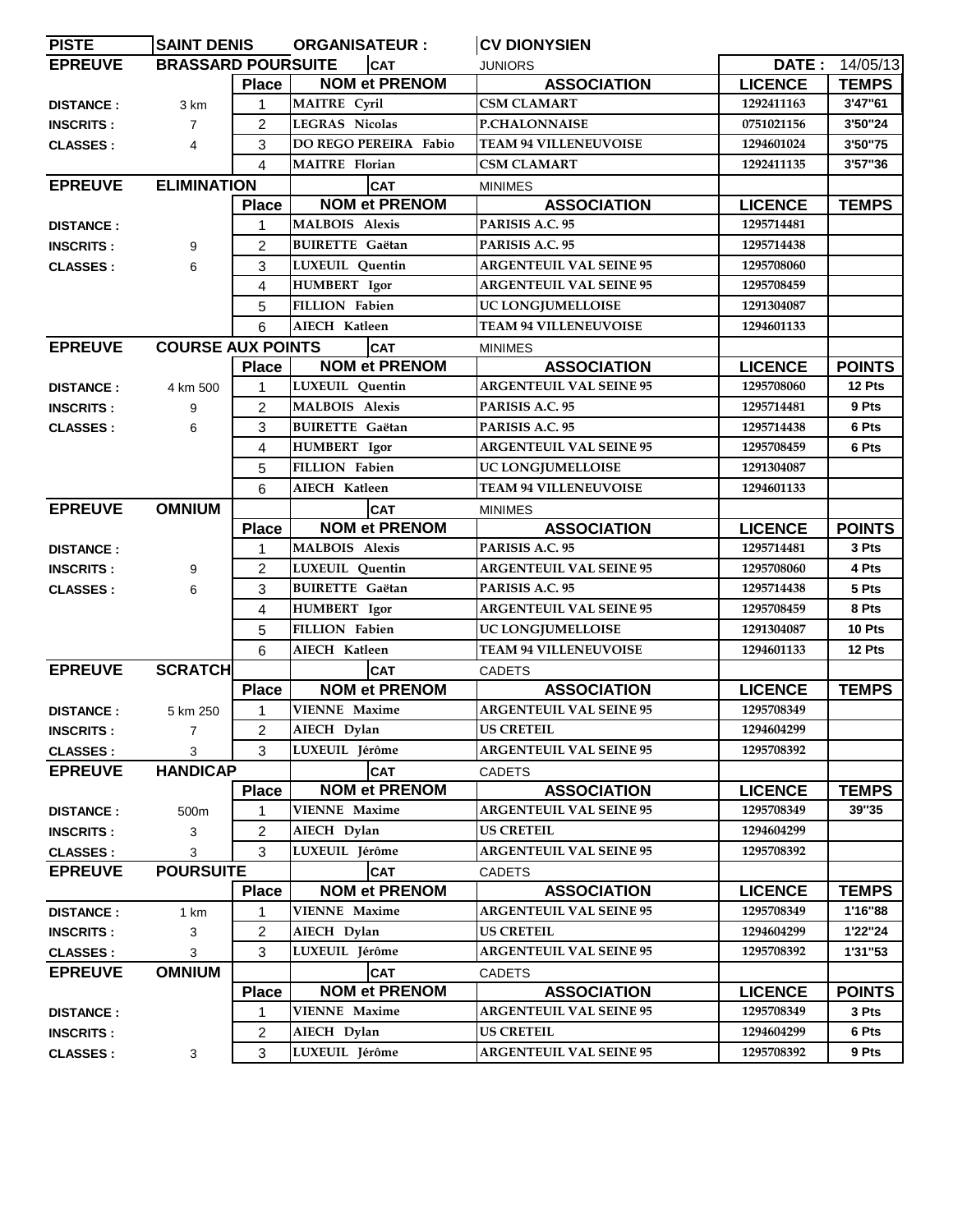| PISTE | SAINT DENIS | | ORGANISATEUR : | CV DIONYSIEN | | |
|---|---|---|---|---|---|---|
| **EPREUVE** | **BRASSARD POURSUITE** | | **CAT** | JUNIORS | **DATE :** | 14/05/13 |
| | | **Place** | **NOM et PRENOM** | **ASSOCIATION** | **LICENCE** | **TEMPS** |
| **DISTANCE :** | 3 km | 1 | MAITRE Cyril | CSM CLAMART | 1292411163 | 3'47"61 |
| **INSCRITS :** | 7 | 2 | LEGRAS Nicolas | P.CHALONNAISE | 0751021156 | 3'50"24 |
| **CLASSES :** | 4 | 3 | DO REGO PEREIRA Fabio | TEAM 94 VILLENEUVOISE | 1294601024 | 3'50"75 |
| | | 4 | MAITRE Florian | CSM CLAMART | 1292411135 | 3'57"36 |
| **EPREUVE** | **ELIMINATION** | | **CAT** | MINIMES | | |
| | | **Place** | **NOM et PRENOM** | **ASSOCIATION** | **LICENCE** | **TEMPS** |
| **DISTANCE :** | | 1 | MALBOIS Alexis | PARISIS A.C. 95 | 1295714481 | |
| **INSCRITS :** | 9 | 2 | BUIRETTE Gaëtan | PARISIS A.C. 95 | 1295714438 | |
| **CLASSES :** | 6 | 3 | LUXEUIL Quentin | ARGENTEUIL VAL SEINE 95 | 1295708060 | |
| | | 4 | HUMBERT Igor | ARGENTEUIL VAL SEINE 95 | 1295708459 | |
| | | 5 | FILLION Fabien | UC LONGJUMELLOISE | 1291304087 | |
| | | 6 | AIECH Katleen | TEAM 94 VILLENEUVOISE | 1294601133 | |
| **EPREUVE** | **COURSE AUX POINTS** | | **CAT** | MINIMES | | |
| | | **Place** | **NOM et PRENOM** | **ASSOCIATION** | **LICENCE** | **POINTS** |
| **DISTANCE :** | 4 km 500 | 1 | LUXEUIL Quentin | ARGENTEUIL VAL SEINE 95 | 1295708060 | 12 Pts |
| **INSCRITS :** | 9 | 2 | MALBOIS Alexis | PARISIS A.C. 95 | 1295714481 | 9 Pts |
| **CLASSES :** | 6 | 3 | BUIRETTE Gaëtan | PARISIS A.C. 95 | 1295714438 | 6 Pts |
| | | 4 | HUMBERT Igor | ARGENTEUIL VAL SEINE 95 | 1295708459 | 6 Pts |
| | | 5 | FILLION Fabien | UC LONGJUMELLOISE | 1291304087 | |
| | | 6 | AIECH Katleen | TEAM 94 VILLENEUVOISE | 1294601133 | |
| **EPREUVE** | **OMNIUM** | | **CAT** | MINIMES | | |
| | | **Place** | **NOM et PRENOM** | **ASSOCIATION** | **LICENCE** | **POINTS** |
| **DISTANCE :** | | 1 | MALBOIS Alexis | PARISIS A.C. 95 | 1295714481 | 3 Pts |
| **INSCRITS :** | 9 | 2 | LUXEUIL Quentin | ARGENTEUIL VAL SEINE 95 | 1295708060 | 4 Pts |
| **CLASSES :** | 6 | 3 | BUIRETTE Gaëtan | PARISIS A.C. 95 | 1295714438 | 5 Pts |
| | | 4 | HUMBERT Igor | ARGENTEUIL VAL SEINE 95 | 1295708459 | 8 Pts |
| | | 5 | FILLION Fabien | UC LONGJUMELLOISE | 1291304087 | 10 Pts |
| | | 6 | AIECH Katleen | TEAM 94 VILLENEUVOISE | 1294601133 | 12 Pts |
| **EPREUVE** | **SCRATCH** | | **CAT** | CADETS | | |
| | | **Place** | **NOM et PRENOM** | **ASSOCIATION** | **LICENCE** | **TEMPS** |
| **DISTANCE :** | 5 km 250 | 1 | VIENNE Maxime | ARGENTEUIL VAL SEINE 95 | 1295708349 | |
| **INSCRITS :** | 7 | 2 | AIECH Dylan | US CRETEIL | 1294604299 | |
| **CLASSES :** | 3 | 3 | LUXEUIL Jérôme | ARGENTEUIL VAL SEINE 95 | 1295708392 | |
| **EPREUVE** | **HANDICAP** | | **CAT** | CADETS | | |
| | | **Place** | **NOM et PRENOM** | **ASSOCIATION** | **LICENCE** | **TEMPS** |
| **DISTANCE :** | 500m | 1 | VIENNE Maxime | ARGENTEUIL VAL SEINE 95 | 1295708349 | 39"35 |
| **INSCRITS :** | 3 | 2 | AIECH Dylan | US CRETEIL | 1294604299 | |
| **CLASSES :** | 3 | 3 | LUXEUIL Jérôme | ARGENTEUIL VAL SEINE 95 | 1295708392 | |
| **EPREUVE** | **POURSUITE** | | **CAT** | CADETS | | |
| | | **Place** | **NOM et PRENOM** | **ASSOCIATION** | **LICENCE** | **TEMPS** |
| **DISTANCE :** | 1 km | 1 | VIENNE Maxime | ARGENTEUIL VAL SEINE 95 | 1295708349 | 1'16"88 |
| **INSCRITS :** | 3 | 2 | AIECH Dylan | US CRETEIL | 1294604299 | 1'22"24 |
| **CLASSES :** | 3 | 3 | LUXEUIL Jérôme | ARGENTEUIL VAL SEINE 95 | 1295708392 | 1'31"53 |
| **EPREUVE** | **OMNIUM** | | **CAT** | CADETS | | |
| | | **Place** | **NOM et PRENOM** | **ASSOCIATION** | **LICENCE** | **POINTS** |
| **DISTANCE :** | | 1 | VIENNE Maxime | ARGENTEUIL VAL SEINE 95 | 1295708349 | 3 Pts |
| **INSCRITS :** | | 2 | AIECH Dylan | US CRETEIL | 1294604299 | 6 Pts |
| **CLASSES :** | 3 | 3 | LUXEUIL Jérôme | ARGENTEUIL VAL SEINE 95 | 1295708392 | 9 Pts |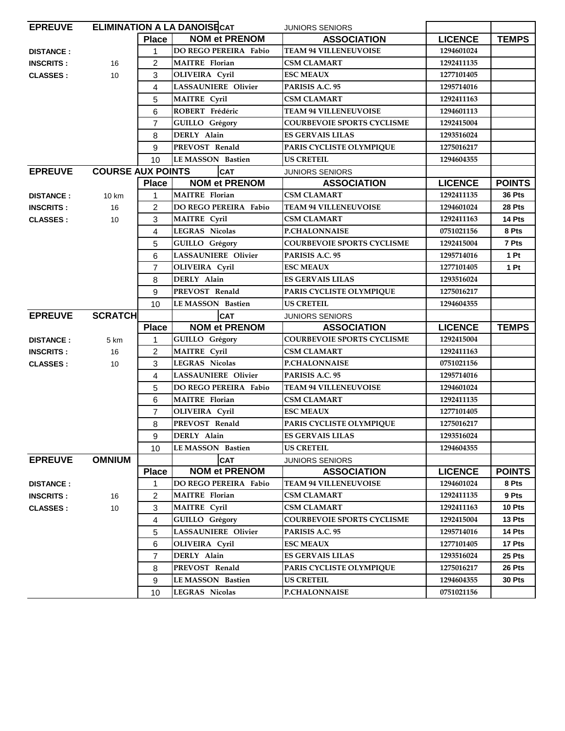| EPREUVE | ELIMINATION A LA DANOISE | | CAT | JUNIORS SENIORS | | |
|---|---|---|---|---|---|---|
| | | Place | NOM et PRENOM | ASSOCIATION | LICENCE | TEMPS |
| DISTANCE : | | 1 | DO REGO PEREIRA Fabio | TEAM 94 VILLENEUVOISE | 1294601024 | |
| INSCRITS : | 16 | 2 | MAITRE Florian | CSM CLAMART | 1292411135 | |
| CLASSES : | 10 | 3 | OLIVEIRA Cyril | ESC MEAUX | 1277101405 | |
| | | 4 | LASSAUNIERE Olivier | PARISIS A.C. 95 | 1295714016 | |
| | | 5 | MAITRE Cyril | CSM CLAMART | 1292411163 | |
| | | 6 | ROBERT Frédéric | TEAM 94 VILLENEUVOISE | 1294601113 | |
| | | 7 | GUILLO Grégory | COURBEVOIE SPORTS CYCLISME | 1292415004 | |
| | | 8 | DERLY Alain | ES GERVAIS LILAS | 1293516024 | |
| | | 9 | PREVOST Renald | PARIS CYCLISTE OLYMPIQUE | 1275016217 | |
| | | 10 | LE MASSON Bastien | US CRETEIL | 1294604355 | |

| EPREUVE | COURSE AUX POINTS | | CAT | JUNIORS SENIORS | | |
|---|---|---|---|---|---|---|
| | | Place | NOM et PRENOM | ASSOCIATION | LICENCE | POINTS |
| DISTANCE : | 10 km | 1 | MAITRE Florian | CSM CLAMART | 1292411135 | 36 Pts |
| INSCRITS : | 16 | 2 | DO REGO PEREIRA Fabio | TEAM 94 VILLENEUVOISE | 1294601024 | 28 Pts |
| CLASSES : | 10 | 3 | MAITRE Cyril | CSM CLAMART | 1292411163 | 14 Pts |
| | | 4 | LEGRAS Nicolas | P.CHALONNAISE | 0751021156 | 8 Pts |
| | | 5 | GUILLO Grégory | COURBEVOIE SPORTS CYCLISME | 1292415004 | 7 Pts |
| | | 6 | LASSAUNIERE Olivier | PARISIS A.C. 95 | 1295714016 | 1 Pt |
| | | 7 | OLIVEIRA Cyril | ESC MEAUX | 1277101405 | 1 Pt |
| | | 8 | DERLY Alain | ES GERVAIS LILAS | 1293516024 | |
| | | 9 | PREVOST Renald | PARIS CYCLISTE OLYMPIQUE | 1275016217 | |
| | | 10 | LE MASSON Bastien | US CRETEIL | 1294604355 | |

| EPREUVE | SCRATCH | | CAT | JUNIORS SENIORS | | |
|---|---|---|---|---|---|---|
| | | Place | NOM et PRENOM | ASSOCIATION | LICENCE | TEMPS |
| DISTANCE : | 5 km | 1 | GUILLO Grégory | COURBEVOIE SPORTS CYCLISME | 1292415004 | |
| INSCRITS : | 16 | 2 | MAITRE Cyril | CSM CLAMART | 1292411163 | |
| CLASSES : | 10 | 3 | LEGRAS Nicolas | P.CHALONNAISE | 0751021156 | |
| | | 4 | LASSAUNIERE Olivier | PARISIS A.C. 95 | 1295714016 | |
| | | 5 | DO REGO PEREIRA Fabio | TEAM 94 VILLENEUVOISE | 1294601024 | |
| | | 6 | MAITRE Florian | CSM CLAMART | 1292411135 | |
| | | 7 | OLIVEIRA Cyril | ESC MEAUX | 1277101405 | |
| | | 8 | PREVOST Renald | PARIS CYCLISTE OLYMPIQUE | 1275016217 | |
| | | 9 | DERLY Alain | ES GERVAIS LILAS | 1293516024 | |
| | | 10 | LE MASSON Bastien | US CRETEIL | 1294604355 | |

| EPREUVE | OMNIUM | | CAT | JUNIORS SENIORS | | |
|---|---|---|---|---|---|---|
| | | Place | NOM et PRENOM | ASSOCIATION | LICENCE | POINTS |
| DISTANCE : | | 1 | DO REGO PEREIRA Fabio | TEAM 94 VILLENEUVOISE | 1294601024 | 8 Pts |
| INSCRITS : | 16 | 2 | MAITRE Florian | CSM CLAMART | 1292411135 | 9 Pts |
| CLASSES : | 10 | 3 | MAITRE Cyril | CSM CLAMART | 1292411163 | 10 Pts |
| | | 4 | GUILLO Grégory | COURBEVOIE SPORTS CYCLISME | 1292415004 | 13 Pts |
| | | 5 | LASSAUNIERE Olivier | PARISIS A.C. 95 | 1295714016 | 14 Pts |
| | | 6 | OLIVEIRA Cyril | ESC MEAUX | 1277101405 | 17 Pts |
| | | 7 | DERLY Alain | ES GERVAIS LILAS | 1293516024 | 25 Pts |
| | | 8 | PREVOST Renald | PARIS CYCLISTE OLYMPIQUE | 1275016217 | 26 Pts |
| | | 9 | LE MASSON Bastien | US CRETEIL | 1294604355 | 30 Pts |
| | | 10 | LEGRAS Nicolas | P.CHALONNAISE | 0751021156 | |